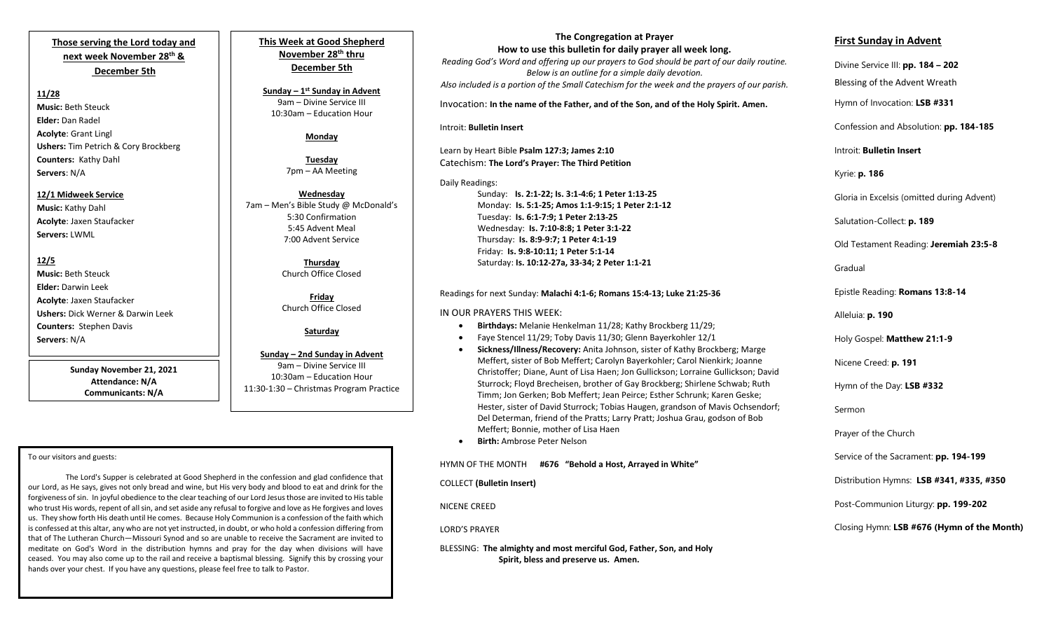**Those serving the Lord today and next week November 28th & December 5th**

**11/28**

**Music:** Beth Steuck
**Elder:** Dan Radel
**Acolyte**: Grant Lingl
**Ushers:** Tim Petrich & Cory Brockberg
**Counters:** Kathy Dahl
**Servers**: N/A

**12/1 Midweek Service**

**Music:** Kathy Dahl
**Acolyte**: Jaxen Staufacker
**Servers:** LWML

**12/5**

**Music:** Beth Steuck
**Elder:** Darwin Leek
**Acolyte**: Jaxen Staufacker
**Ushers:** Dick Werner & Darwin Leek
**Counters:** Stephen Davis
**Servers**: N/A

**Sunday November 21, 2021**
**Attendance: N/A**
**Communicants: N/A**

**This Week at Good Shepherd November 28th thru December 5th**

**Sunday – 1st Sunday in Advent**
9am – Divine Service III
10:30am – Education Hour

**Monday**

**Tuesday**
7pm – AA Meeting

**Wednesday**
7am – Men's Bible Study @ McDonald's
5:30 Confirmation
5:45 Advent Meal
7:00 Advent Service

**Thursday**
Church Office Closed

**Friday**
Church Office Closed

**Saturday**

**Sunday – 2nd Sunday in Advent**
9am – Divine Service III
10:30am – Education Hour
11:30-1:30 – Christmas Program Practice

To our visitors and guests:

The Lord's Supper is celebrated at Good Shepherd in the confession and glad confidence that our Lord, as He says, gives not only bread and wine, but His very body and blood to eat and drink for the forgiveness of sin. In joyful obedience to the clear teaching of our Lord Jesus those are invited to His table who trust His words, repent of all sin, and set aside any refusal to forgive and love as He forgives and loves us. They show forth His death until He comes. Because Holy Communion is a confession of the faith which is confessed at this altar, any who are not yet instructed, in doubt, or who hold a confession differing from that of The Lutheran Church—Missouri Synod and so are unable to receive the Sacrament are invited to meditate on God's Word in the distribution hymns and pray for the day when divisions will have ceased. You may also come up to the rail and receive a baptismal blessing. Signify this by crossing your hands over your chest. If you have any questions, please feel free to talk to Pastor.

**The Congregation at Prayer**
**How to use this bulletin for daily prayer all week long.**

*Reading God's Word and offering up our prayers to God should be part of our daily routine. Below is an outline for a simple daily devotion.*
*Also included is a portion of the Small Catechism for the week and the prayers of our parish.*

Invocation: **In the name of the Father, and of the Son, and of the Holy Spirit. Amen.**

Introit: **Bulletin Insert**

Learn by Heart Bible **Psalm 127:3; James 2:10**
Catechism: **The Lord's Prayer: The Third Petition**

Daily Readings:
- Sunday: **Is. 2:1-22; Is. 3:1-4:6; 1 Peter 1:13-25**
- Monday: **Is. 5:1-25; Amos 1:1-9:15; 1 Peter 2:1-12**
- Tuesday: **Is. 6:1-7:9; 1 Peter 2:13-25**
- Wednesday: **Is. 7:10-8:8; 1 Peter 3:1-22**
- Thursday: **Is. 8:9-9:7; 1 Peter 4:1-19**
- Friday: **Is. 9:8-10:11; 1 Peter 5:1-14**
- Saturday: **Is. 10:12-27a, 33-34; 2 Peter 1:1-21**

Readings for next Sunday: **Malachi 4:1-6; Romans 15:4-13; Luke 21:25-36**

IN OUR PRAYERS THIS WEEK:

- **Birthdays:** Melanie Henkelman 11/28; Kathy Brockberg 11/29;
- Faye Stencel 11/29; Toby Davis 11/30; Glenn Bayerkohler 12/1
- **Sickness/Illness/Recovery:** Anita Johnson, sister of Kathy Brockberg; Marge Meffert, sister of Bob Meffert; Carolyn Bayerkohler; Carol Nienkirk; Joanne Christoffer; Diane, Aunt of Lisa Haen; Jon Gullickson; Lorraine Gullickson; David Sturrock; Floyd Brecheisen, brother of Gay Brockberg; Shirlene Schwab; Ruth Timm; Jon Gerken; Bob Meffert; Jean Peirce; Esther Schrunk; Karen Geske; Hester, sister of David Sturrock; Tobias Haugen, grandson of Mavis Ochsendorf; Del Determan, friend of the Pratts; Larry Pratt; Joshua Grau, godson of Bob Meffert; Bonnie, mother of Lisa Haen
- **Birth:** Ambrose Peter Nelson

HYMN OF THE MONTH **#676 "Behold a Host, Arrayed in White"**

COLLECT **(Bulletin Insert)**

NICENE CREED

LORD'S PRAYER

BLESSING: **The almighty and most merciful God, Father, Son, and Holy Spirit, bless and preserve us. Amen.**

## First Sunday in Advent

Divine Service III: **pp. 184 – 202**

Blessing of the Advent Wreath

Hymn of Invocation: **LSB #331**

Confession and Absolution: **pp. 184-185**

Introit: **Bulletin Insert**

Kyrie: **p. 186**

Gloria in Excelsis (omitted during Advent)

Salutation-Collect: **p. 189**

Old Testament Reading: **Jeremiah 23:5-8**

Gradual

Epistle Reading: **Romans 13:8-14**

Alleluia: **p. 190**

Holy Gospel: **Matthew 21:1-9**

Nicene Creed: **p. 191**

Hymn of the Day: **LSB #332**

Sermon

Prayer of the Church

Service of the Sacrament: **pp. 194-199**

Distribution Hymns: **LSB #341, #335, #350**

Post-Communion Liturgy: **pp. 199-202**

Closing Hymn: **LSB #676 (Hymn of the Month)**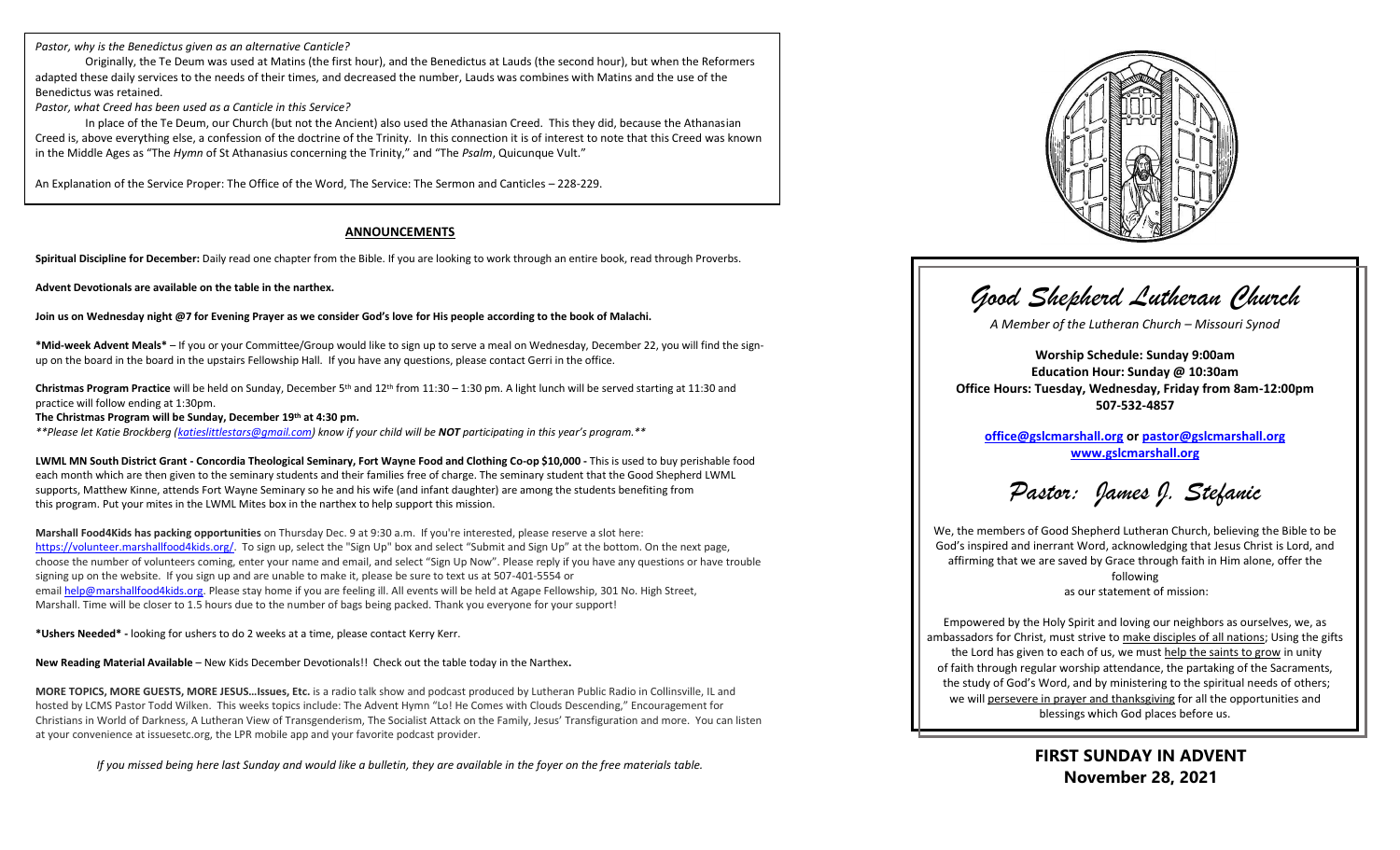*Pastor, why is the Benedictus given as an alternative Canticle?*

Originally, the Te Deum was used at Matins (the first hour), and the Benedictus at Lauds (the second hour), but when the Reformers adapted these daily services to the needs of their times, and decreased the number, Lauds was combines with Matins and the use of the Benedictus was retained.

*Pastor, what Creed has been used as a Canticle in this Service?*

In place of the Te Deum, our Church (but not the Ancient) also used the Athanasian Creed. This they did, because the Athanasian Creed is, above everything else, a confession of the doctrine of the Trinity. In this connection it is of interest to note that this Creed was known in the Middle Ages as "The *Hymn* of St Athanasius concerning the Trinity," and "The *Psalm*, Quicunque Vult."

An Explanation of the Service Proper: The Office of the Word, The Service: The Sermon and Canticles – 228-229.

## ANNOUNCEMENTS

**Spiritual Discipline for December:** Daily read one chapter from the Bible. If you are looking to work through an entire book, read through Proverbs.

**Advent Devotionals are available on the table in the narthex.**

**Join us on Wednesday night @7 for Evening Prayer as we consider God's love for His people according to the book of Malachi.**

**\*Mid-week Advent Meals\*** – If you or your Committee/Group would like to sign up to serve a meal on Wednesday, December 22, you will find the sign-up on the board in the board in the upstairs Fellowship Hall. If you have any questions, please contact Gerri in the office.

**Christmas Program Practice** will be held on Sunday, December 5th and 12th from 11:30 – 1:30 pm. A light lunch will be served starting at 11:30 and practice will follow ending at 1:30pm.

**The Christmas Program will be Sunday, December 19th at 4:30 pm.**

*\*\*Please let Katie Brockberg (katieslittlestars@gmail.com) know if your child will be **NOT** participating in this year's program.\*\**

**LWML MN South District Grant - Concordia Theological Seminary, Fort Wayne Food and Clothing Co-op $10,000 -** This is used to buy perishable food each month which are then given to the seminary students and their families free of charge. The seminary student that the Good Shepherd LWML supports, Matthew Kinne, attends Fort Wayne Seminary so he and his wife (and infant daughter) are among the students benefiting from this program. Put your mites in the LWML Mites box in the narthex to help support this mission.

**Marshall Food4Kids has packing opportunities** on Thursday Dec. 9 at 9:30 a.m. If you're interested, please reserve a slot here: https://volunteer.marshallfood4kids.org/. To sign up, select the "Sign Up" box and select "Submit and Sign Up" at the bottom. On the next page, choose the number of volunteers coming, enter your name and email, and select "Sign Up Now". Please reply if you have any questions or have trouble signing up on the website. If you sign up and are unable to make it, please be sure to text us at 507-401-5554 or email help@marshallfood4kids.org. Please stay home if you are feeling ill. All events will be held at Agape Fellowship, 301 No. High Street, Marshall. Time will be closer to 1.5 hours due to the number of bags being packed. Thank you everyone for your support!

**\*Ushers Needed\* -** looking for ushers to do 2 weeks at a time, please contact Kerry Kerr.

**New Reading Material Available** – New Kids December Devotionals!! Check out the table today in the Narthex**.**

**MORE TOPICS, MORE GUESTS, MORE JESUS…Issues, Etc.** is a radio talk show and podcast produced by Lutheran Public Radio in Collinsville, IL and hosted by LCMS Pastor Todd Wilken. This weeks topics include: The Advent Hymn "Lo! He Comes with Clouds Descending," Encouragement for Christians in World of Darkness, A Lutheran View of Transgenderism, The Socialist Attack on the Family, Jesus' Transfiguration and more. You can listen at your convenience at issuesetc.org, the LPR mobile app and your favorite podcast provider.

*If you missed being here last Sunday and would like a bulletin, they are available in the foyer on the free materials table.*

# *Good Shepherd Lutheran Church*

*A Member of the Lutheran Church – Missouri Synod*

**Worship Schedule: Sunday 9:00am**
**Education Hour: Sunday @ 10:30am**
**Office Hours: Tuesday, Wednesday, Friday from 8am-12:00pm**
**507-532-4857**

**office@gslcmarshall.org or pastor@gslcmarshall.org**
**www.gslcmarshall.org**

## *Pastor: James J. Stefanic*

We, the members of Good Shepherd Lutheran Church, believing the Bible to be God's inspired and inerrant Word, acknowledging that Jesus Christ is Lord, and affirming that we are saved by Grace through faith in Him alone, offer the following as our statement of mission:

Empowered by the Holy Spirit and loving our neighbors as ourselves, we, as ambassadors for Christ, must strive to make disciples of all nations; Using the gifts the Lord has given to each of us, we must help the saints to grow in unity of faith through regular worship attendance, the partaking of the Sacraments, the study of God's Word, and by ministering to the spiritual needs of others; we will persevere in prayer and thanksgiving for all the opportunities and blessings which God places before us.

**FIRST SUNDAY IN ADVENT**
**November 28, 2021**